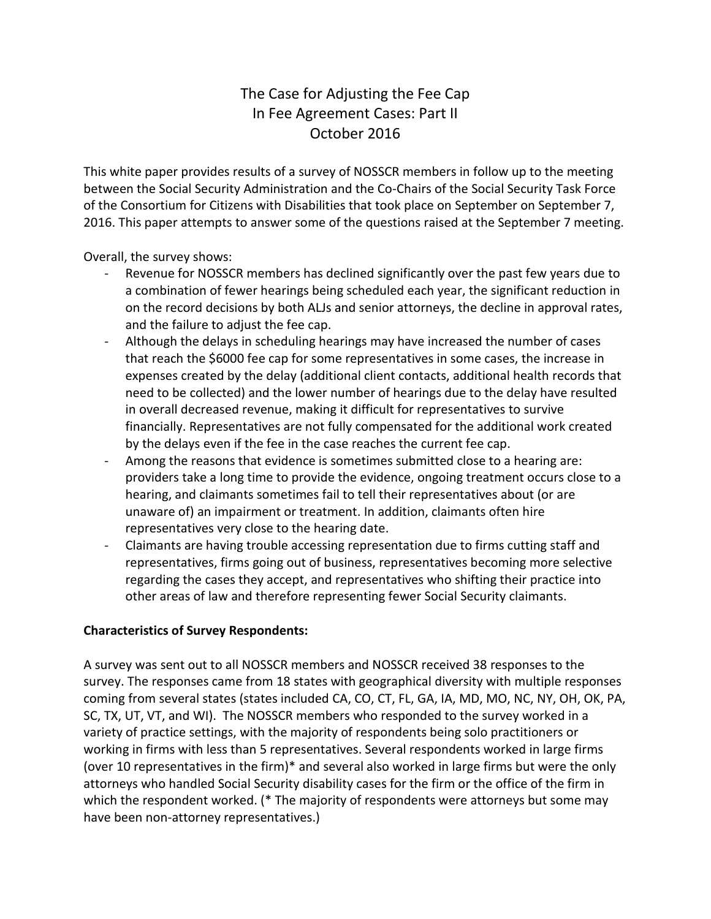# The Case for Adjusting the Fee Cap In Fee Agreement Cases: Part II October 2016

This white paper provides results of a survey of NOSSCR members in follow up to the meeting between the Social Security Administration and the Co-Chairs of the Social Security Task Force of the Consortium for Citizens with Disabilities that took place on September on September 7, 2016. This paper attempts to answer some of the questions raised at the September 7 meeting.

Overall, the survey shows:

- Revenue for NOSSCR members has declined significantly over the past few years due to a combination of fewer hearings being scheduled each year, the significant reduction in on the record decisions by both ALJs and senior attorneys, the decline in approval rates, and the failure to adjust the fee cap.
- Although the delays in scheduling hearings may have increased the number of cases that reach the $6000 fee cap for some representatives in some cases, the increase in expenses created by the delay (additional client contacts, additional health records that need to be collected) and the lower number of hearings due to the delay have resulted in overall decreased revenue, making it difficult for representatives to survive financially. Representatives are not fully compensated for the additional work created by the delays even if the fee in the case reaches the current fee cap.
- Among the reasons that evidence is sometimes submitted close to a hearing are: providers take a long time to provide the evidence, ongoing treatment occurs close to a hearing, and claimants sometimes fail to tell their representatives about (or are unaware of) an impairment or treatment. In addition, claimants often hire representatives very close to the hearing date.
- Claimants are having trouble accessing representation due to firms cutting staff and representatives, firms going out of business, representatives becoming more selective regarding the cases they accept, and representatives who shifting their practice into other areas of law and therefore representing fewer Social Security claimants.

**Characteristics of Survey Respondents:**

A survey was sent out to all NOSSCR members and NOSSCR received 38 responses to the survey. The responses came from 18 states with geographical diversity with multiple responses coming from several states (states included CA, CO, CT, FL, GA, IA, MD, MO, NC, NY, OH, OK, PA, SC, TX, UT, VT, and WI). The NOSSCR members who responded to the survey worked in a variety of practice settings, with the majority of respondents being solo practitioners or working in firms with less than 5 representatives. Several respondents worked in large firms (over 10 representatives in the firm)* and several also worked in large firms but were the only attorneys who handled Social Security disability cases for the firm or the office of the firm in which the respondent worked. (* The majority of respondents were attorneys but some may have been non-attorney representatives.)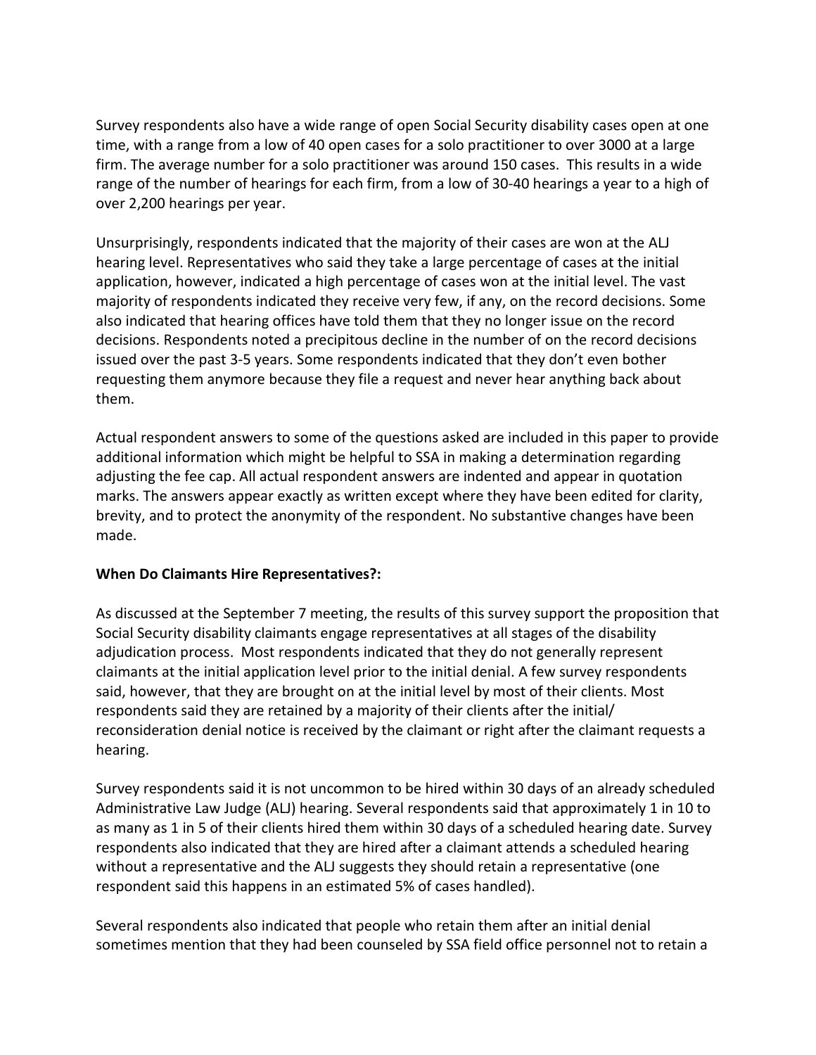Survey respondents also have a wide range of open Social Security disability cases open at one time, with a range from a low of 40 open cases for a solo practitioner to over 3000 at a large firm. The average number for a solo practitioner was around 150 cases. This results in a wide range of the number of hearings for each firm, from a low of 30-40 hearings a year to a high of over 2,200 hearings per year.

Unsurprisingly, respondents indicated that the majority of their cases are won at the ALJ hearing level. Representatives who said they take a large percentage of cases at the initial application, however, indicated a high percentage of cases won at the initial level. The vast majority of respondents indicated they receive very few, if any, on the record decisions. Some also indicated that hearing offices have told them that they no longer issue on the record decisions. Respondents noted a precipitous decline in the number of on the record decisions issued over the past 3-5 years. Some respondents indicated that they don't even bother requesting them anymore because they file a request and never hear anything back about them.

Actual respondent answers to some of the questions asked are included in this paper to provide additional information which might be helpful to SSA in making a determination regarding adjusting the fee cap. All actual respondent answers are indented and appear in quotation marks. The answers appear exactly as written except where they have been edited for clarity, brevity, and to protect the anonymity of the respondent. No substantive changes have been made.

**When Do Claimants Hire Representatives?:**

As discussed at the September 7 meeting, the results of this survey support the proposition that Social Security disability claimants engage representatives at all stages of the disability adjudication process. Most respondents indicated that they do not generally represent claimants at the initial application level prior to the initial denial. A few survey respondents said, however, that they are brought on at the initial level by most of their clients. Most respondents said they are retained by a majority of their clients after the initial/ reconsideration denial notice is received by the claimant or right after the claimant requests a hearing.

Survey respondents said it is not uncommon to be hired within 30 days of an already scheduled Administrative Law Judge (ALJ) hearing. Several respondents said that approximately 1 in 10 to as many as 1 in 5 of their clients hired them within 30 days of a scheduled hearing date. Survey respondents also indicated that they are hired after a claimant attends a scheduled hearing without a representative and the ALJ suggests they should retain a representative (one respondent said this happens in an estimated 5% of cases handled).

Several respondents also indicated that people who retain them after an initial denial sometimes mention that they had been counseled by SSA field office personnel not to retain a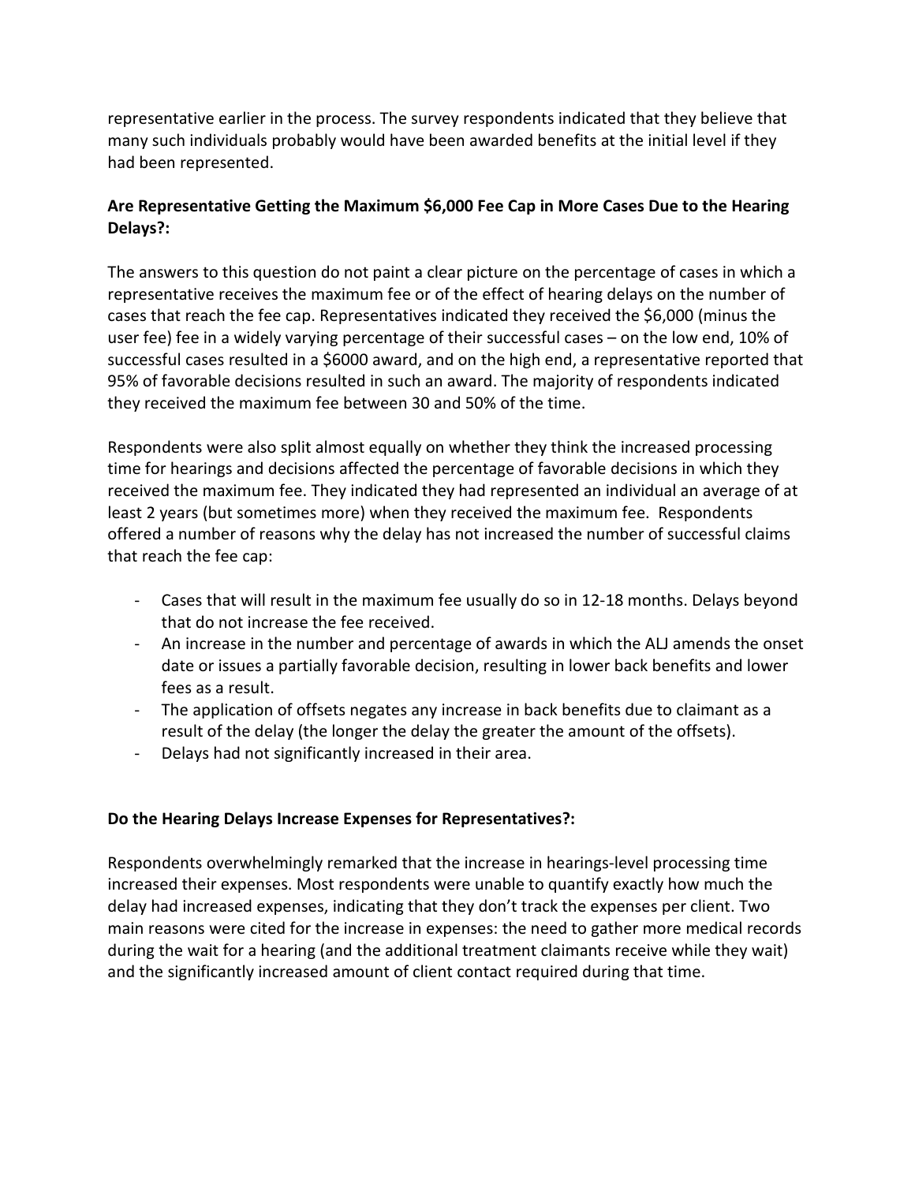representative earlier in the process. The survey respondents indicated that they believe that many such individuals probably would have been awarded benefits at the initial level if they had been represented.

**Are Representative Getting the Maximum $6,000 Fee Cap in More Cases Due to the Hearing Delays?:**

The answers to this question do not paint a clear picture on the percentage of cases in which a representative receives the maximum fee or of the effect of hearing delays on the number of cases that reach the fee cap. Representatives indicated they received the $6,000 (minus the user fee) fee in a widely varying percentage of their successful cases – on the low end, 10% of successful cases resulted in a $6000 award, and on the high end, a representative reported that 95% of favorable decisions resulted in such an award. The majority of respondents indicated they received the maximum fee between 30 and 50% of the time.

Respondents were also split almost equally on whether they think the increased processing time for hearings and decisions affected the percentage of favorable decisions in which they received the maximum fee. They indicated they had represented an individual an average of at least 2 years (but sometimes more) when they received the maximum fee. Respondents offered a number of reasons why the delay has not increased the number of successful claims that reach the fee cap:

- Cases that will result in the maximum fee usually do so in 12-18 months. Delays beyond that do not increase the fee received.
- An increase in the number and percentage of awards in which the ALJ amends the onset date or issues a partially favorable decision, resulting in lower back benefits and lower fees as a result.
- The application of offsets negates any increase in back benefits due to claimant as a result of the delay (the longer the delay the greater the amount of the offsets).
- Delays had not significantly increased in their area.

**Do the Hearing Delays Increase Expenses for Representatives?:**

Respondents overwhelmingly remarked that the increase in hearings-level processing time increased their expenses. Most respondents were unable to quantify exactly how much the delay had increased expenses, indicating that they don't track the expenses per client. Two main reasons were cited for the increase in expenses: the need to gather more medical records during the wait for a hearing (and the additional treatment claimants receive while they wait) and the significantly increased amount of client contact required during that time.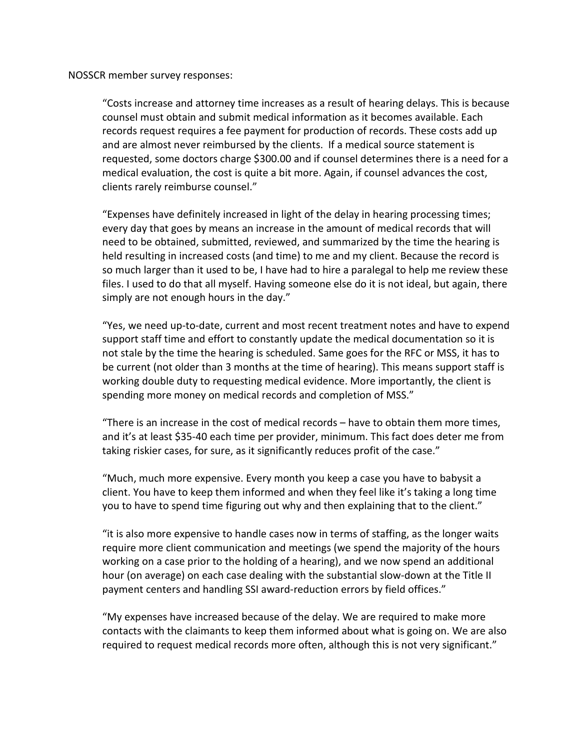NOSSCR member survey responses:

> "Costs increase and attorney time increases as a result of hearing delays. This is because counsel must obtain and submit medical information as it becomes available. Each records request requires a fee payment for production of records. These costs add up and are almost never reimbursed by the clients. If a medical source statement is requested, some doctors charge $300.00 and if counsel determines there is a need for a medical evaluation, the cost is quite a bit more. Again, if counsel advances the cost, clients rarely reimburse counsel."

> "Expenses have definitely increased in light of the delay in hearing processing times; every day that goes by means an increase in the amount of medical records that will need to be obtained, submitted, reviewed, and summarized by the time the hearing is held resulting in increased costs (and time) to me and my client. Because the record is so much larger than it used to be, I have had to hire a paralegal to help me review these files. I used to do that all myself. Having someone else do it is not ideal, but again, there simply are not enough hours in the day."

> "Yes, we need up-to-date, current and most recent treatment notes and have to expend support staff time and effort to constantly update the medical documentation so it is not stale by the time the hearing is scheduled. Same goes for the RFC or MSS, it has to be current (not older than 3 months at the time of hearing). This means support staff is working double duty to requesting medical evidence. More importantly, the client is spending more money on medical records and completion of MSS."

> "There is an increase in the cost of medical records – have to obtain them more times, and it's at least $35-40 each time per provider, minimum. This fact does deter me from taking riskier cases, for sure, as it significantly reduces profit of the case."

> "Much, much more expensive. Every month you keep a case you have to babysit a client. You have to keep them informed and when they feel like it's taking a long time you to have to spend time figuring out why and then explaining that to the client."

> "it is also more expensive to handle cases now in terms of staffing, as the longer waits require more client communication and meetings (we spend the majority of the hours working on a case prior to the holding of a hearing), and we now spend an additional hour (on average) on each case dealing with the substantial slow-down at the Title II payment centers and handling SSI award-reduction errors by field offices."

> "My expenses have increased because of the delay. We are required to make more contacts with the claimants to keep them informed about what is going on. We are also required to request medical records more often, although this is not very significant."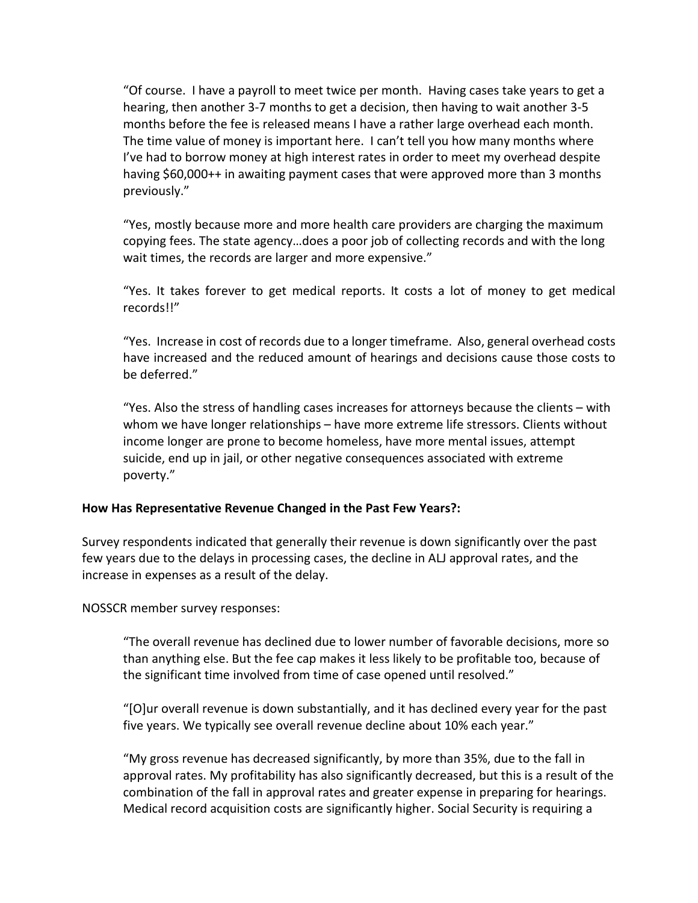> "Of course. I have a payroll to meet twice per month. Having cases take years to get a hearing, then another 3-7 months to get a decision, then having to wait another 3-5 months before the fee is released means I have a rather large overhead each month. The time value of money is important here. I can't tell you how many months where I've had to borrow money at high interest rates in order to meet my overhead despite having $60,000++ in awaiting payment cases that were approved more than 3 months previously."

> "Yes, mostly because more and more health care providers are charging the maximum copying fees. The state agency…does a poor job of collecting records and with the long wait times, the records are larger and more expensive."

> "Yes. It takes forever to get medical reports. It costs a lot of money to get medical records!!"

> "Yes. Increase in cost of records due to a longer timeframe. Also, general overhead costs have increased and the reduced amount of hearings and decisions cause those costs to be deferred."

> "Yes. Also the stress of handling cases increases for attorneys because the clients – with whom we have longer relationships – have more extreme life stressors. Clients without income longer are prone to become homeless, have more mental issues, attempt suicide, end up in jail, or other negative consequences associated with extreme poverty."

**How Has Representative Revenue Changed in the Past Few Years?:**

Survey respondents indicated that generally their revenue is down significantly over the past few years due to the delays in processing cases, the decline in ALJ approval rates, and the increase in expenses as a result of the delay.

NOSSCR member survey responses:

> "The overall revenue has declined due to lower number of favorable decisions, more so than anything else. But the fee cap makes it less likely to be profitable too, because of the significant time involved from time of case opened until resolved."

> "[O]ur overall revenue is down substantially, and it has declined every year for the past five years. We typically see overall revenue decline about 10% each year."

> "My gross revenue has decreased significantly, by more than 35%, due to the fall in approval rates. My profitability has also significantly decreased, but this is a result of the combination of the fall in approval rates and greater expense in preparing for hearings. Medical record acquisition costs are significantly higher. Social Security is requiring a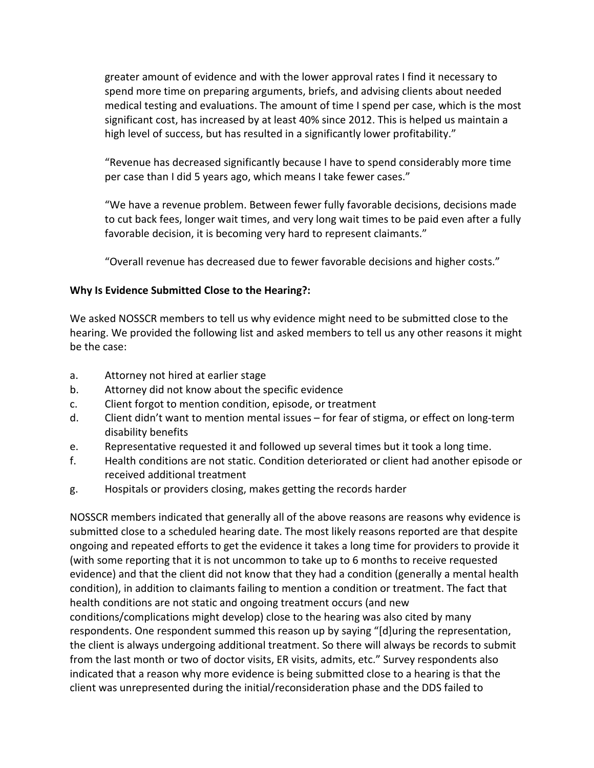greater amount of evidence and with the lower approval rates I find it necessary to spend more time on preparing arguments, briefs, and advising clients about needed medical testing and evaluations. The amount of time I spend per case, which is the most significant cost, has increased by at least 40% since 2012. This is helped us maintain a high level of success, but has resulted in a significantly lower profitability."

> "Revenue has decreased significantly because I have to spend considerably more time per case than I did 5 years ago, which means I take fewer cases."
>
> "We have a revenue problem. Between fewer fully favorable decisions, decisions made to cut back fees, longer wait times, and very long wait times to be paid even after a fully favorable decision, it is becoming very hard to represent claimants."
>
> "Overall revenue has decreased due to fewer favorable decisions and higher costs."

**Why Is Evidence Submitted Close to the Hearing?:**

We asked NOSSCR members to tell us why evidence might need to be submitted close to the hearing. We provided the following list and asked members to tell us any other reasons it might be the case:

a. Attorney not hired at earlier stage
b. Attorney did not know about the specific evidence
c. Client forgot to mention condition, episode, or treatment
d. Client didn't want to mention mental issues – for fear of stigma, or effect on long-term disability benefits
e. Representative requested it and followed up several times but it took a long time.
f. Health conditions are not static. Condition deteriorated or client had another episode or received additional treatment
g. Hospitals or providers closing, makes getting the records harder

NOSSCR members indicated that generally all of the above reasons are reasons why evidence is submitted close to a scheduled hearing date. The most likely reasons reported are that despite ongoing and repeated efforts to get the evidence it takes a long time for providers to provide it (with some reporting that it is not uncommon to take up to 6 months to receive requested evidence) and that the client did not know that they had a condition (generally a mental health condition), in addition to claimants failing to mention a condition or treatment. The fact that health conditions are not static and ongoing treatment occurs (and new conditions/complications might develop) close to the hearing was also cited by many respondents. One respondent summed this reason up by saying "[d]uring the representation, the client is always undergoing additional treatment. So there will always be records to submit from the last month or two of doctor visits, ER visits, admits, etc." Survey respondents also indicated that a reason why more evidence is being submitted close to a hearing is that the client was unrepresented during the initial/reconsideration phase and the DDS failed to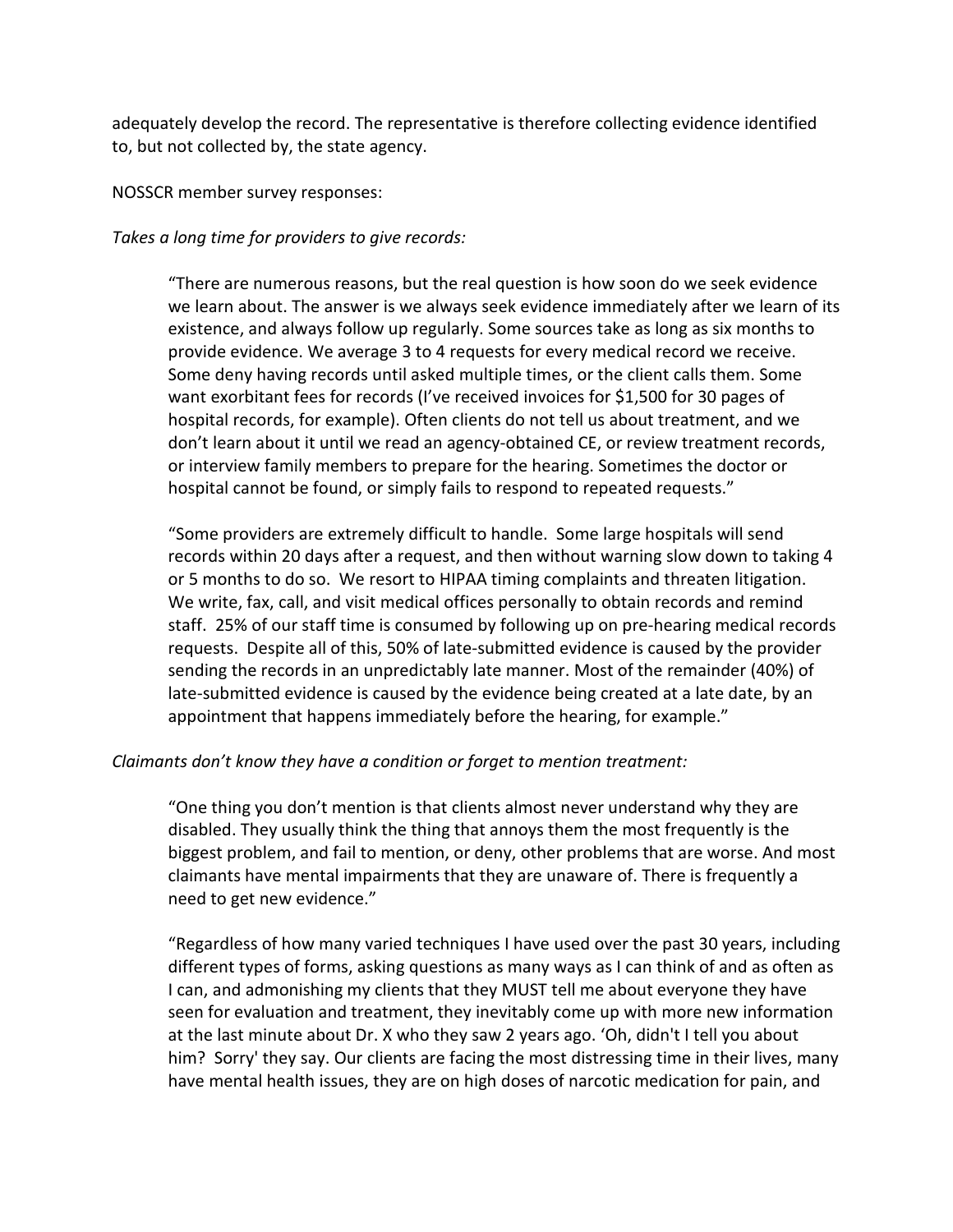adequately develop the record. The representative is therefore collecting evidence identified to, but not collected by, the state agency.

NOSSCR member survey responses:

*Takes a long time for providers to give records:*

> "There are numerous reasons, but the real question is how soon do we seek evidence we learn about. The answer is we always seek evidence immediately after we learn of its existence, and always follow up regularly. Some sources take as long as six months to provide evidence. We average 3 to 4 requests for every medical record we receive. Some deny having records until asked multiple times, or the client calls them. Some want exorbitant fees for records (I've received invoices for $1,500 for 30 pages of hospital records, for example). Often clients do not tell us about treatment, and we don't learn about it until we read an agency-obtained CE, or review treatment records, or interview family members to prepare for the hearing. Sometimes the doctor or hospital cannot be found, or simply fails to respond to repeated requests."
>
> "Some providers are extremely difficult to handle. Some large hospitals will send records within 20 days after a request, and then without warning slow down to taking 4 or 5 months to do so. We resort to HIPAA timing complaints and threaten litigation. We write, fax, call, and visit medical offices personally to obtain records and remind staff. 25% of our staff time is consumed by following up on pre-hearing medical records requests. Despite all of this, 50% of late-submitted evidence is caused by the provider sending the records in an unpredictably late manner. Most of the remainder (40%) of late-submitted evidence is caused by the evidence being created at a late date, by an appointment that happens immediately before the hearing, for example."

*Claimants don't know they have a condition or forget to mention treatment:*

> "One thing you don't mention is that clients almost never understand why they are disabled. They usually think the thing that annoys them the most frequently is the biggest problem, and fail to mention, or deny, other problems that are worse. And most claimants have mental impairments that they are unaware of. There is frequently a need to get new evidence."
>
> "Regardless of how many varied techniques I have used over the past 30 years, including different types of forms, asking questions as many ways as I can think of and as often as I can, and admonishing my clients that they MUST tell me about everyone they have seen for evaluation and treatment, they inevitably come up with more new information at the last minute about Dr. X who they saw 2 years ago. 'Oh, didn't I tell you about him? Sorry' they say. Our clients are facing the most distressing time in their lives, many have mental health issues, they are on high doses of narcotic medication for pain, and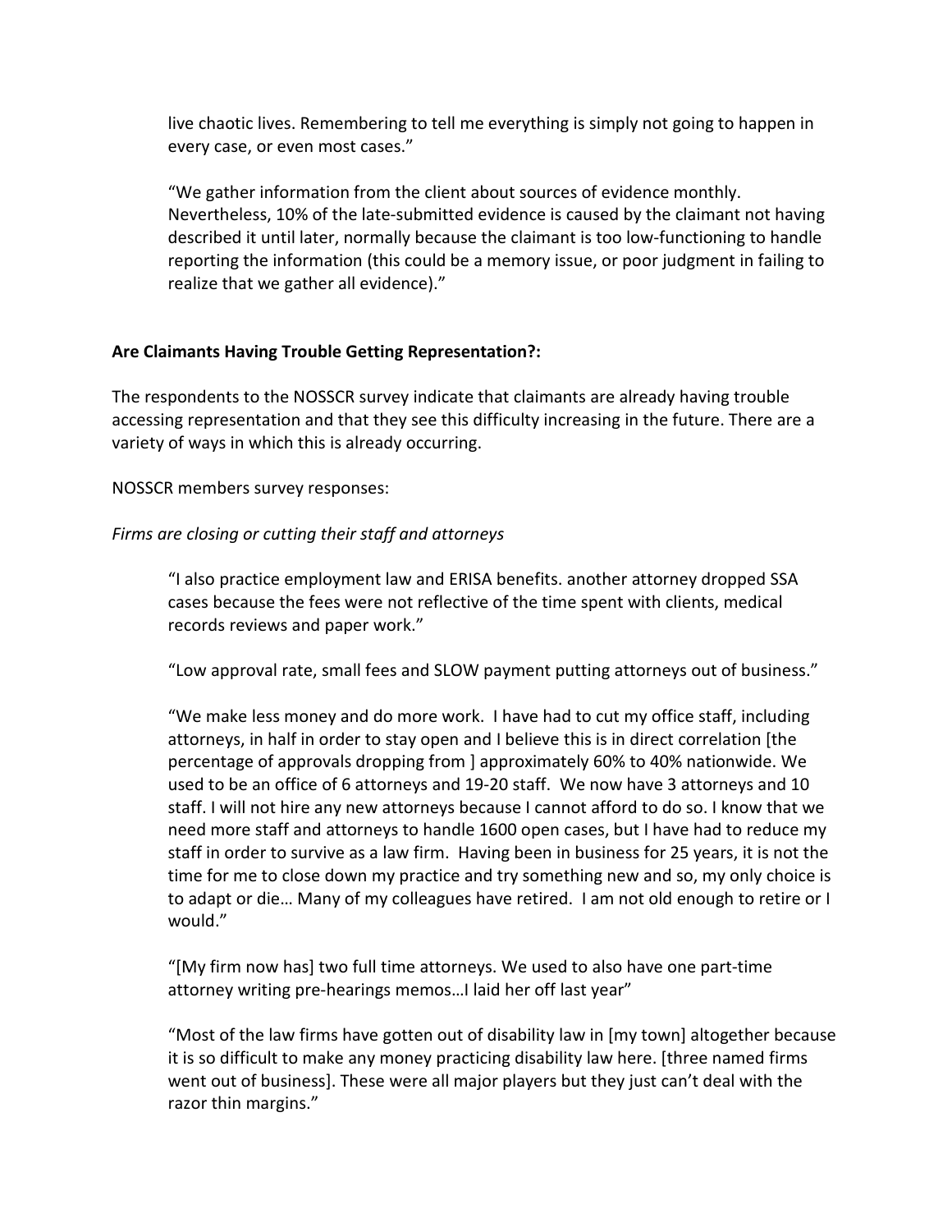live chaotic lives. Remembering to tell me everything is simply not going to happen in every case, or even most cases."

> "We gather information from the client about sources of evidence monthly. Nevertheless, 10% of the late-submitted evidence is caused by the claimant not having described it until later, normally because the claimant is too low-functioning to handle reporting the information (this could be a memory issue, or poor judgment in failing to realize that we gather all evidence)."

**Are Claimants Having Trouble Getting Representation?:**

The respondents to the NOSSCR survey indicate that claimants are already having trouble accessing representation and that they see this difficulty increasing in the future. There are a variety of ways in which this is already occurring.

NOSSCR members survey responses:

*Firms are closing or cutting their staff and attorneys*

> "I also practice employment law and ERISA benefits. another attorney dropped SSA cases because the fees were not reflective of the time spent with clients, medical records reviews and paper work."

> "Low approval rate, small fees and SLOW payment putting attorneys out of business."

> "We make less money and do more work. I have had to cut my office staff, including attorneys, in half in order to stay open and I believe this is in direct correlation [the percentage of approvals dropping from ] approximately 60% to 40% nationwide. We used to be an office of 6 attorneys and 19-20 staff. We now have 3 attorneys and 10 staff. I will not hire any new attorneys because I cannot afford to do so. I know that we need more staff and attorneys to handle 1600 open cases, but I have had to reduce my staff in order to survive as a law firm. Having been in business for 25 years, it is not the time for me to close down my practice and try something new and so, my only choice is to adapt or die… Many of my colleagues have retired. I am not old enough to retire or I would."

> "[My firm now has] two full time attorneys. We used to also have one part-time attorney writing pre-hearings memos…I laid her off last year"

> "Most of the law firms have gotten out of disability law in [my town] altogether because it is so difficult to make any money practicing disability law here. [three named firms went out of business]. These were all major players but they just can't deal with the razor thin margins."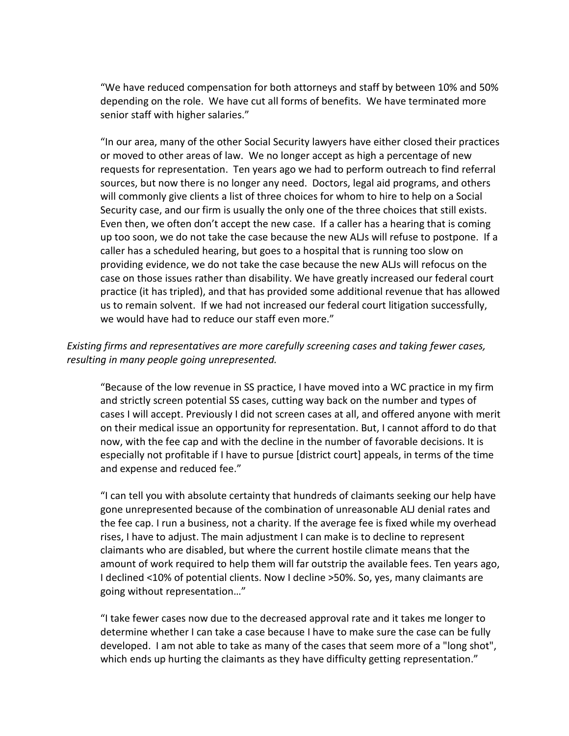> "We have reduced compensation for both attorneys and staff by between 10% and 50% depending on the role. We have cut all forms of benefits. We have terminated more senior staff with higher salaries."

> "In our area, many of the other Social Security lawyers have either closed their practices or moved to other areas of law. We no longer accept as high a percentage of new requests for representation. Ten years ago we had to perform outreach to find referral sources, but now there is no longer any need. Doctors, legal aid programs, and others will commonly give clients a list of three choices for whom to hire to help on a Social Security case, and our firm is usually the only one of the three choices that still exists. Even then, we often don't accept the new case. If a caller has a hearing that is coming up too soon, we do not take the case because the new ALJs will refuse to postpone. If a caller has a scheduled hearing, but goes to a hospital that is running too slow on providing evidence, we do not take the case because the new ALJs will refocus on the case on those issues rather than disability. We have greatly increased our federal court practice (it has tripled), and that has provided some additional revenue that has allowed us to remain solvent. If we had not increased our federal court litigation successfully, we would have had to reduce our staff even more."

*Existing firms and representatives are more carefully screening cases and taking fewer cases, resulting in many people going unrepresented.*

> "Because of the low revenue in SS practice, I have moved into a WC practice in my firm and strictly screen potential SS cases, cutting way back on the number and types of cases I will accept. Previously I did not screen cases at all, and offered anyone with merit on their medical issue an opportunity for representation. But, I cannot afford to do that now, with the fee cap and with the decline in the number of favorable decisions. It is especially not profitable if I have to pursue [district court] appeals, in terms of the time and expense and reduced fee."

> "I can tell you with absolute certainty that hundreds of claimants seeking our help have gone unrepresented because of the combination of unreasonable ALJ denial rates and the fee cap. I run a business, not a charity. If the average fee is fixed while my overhead rises, I have to adjust. The main adjustment I can make is to decline to represent claimants who are disabled, but where the current hostile climate means that the amount of work required to help them will far outstrip the available fees. Ten years ago, I declined <10% of potential clients. Now I decline >50%. So, yes, many claimants are going without representation…"

> "I take fewer cases now due to the decreased approval rate and it takes me longer to determine whether I can take a case because I have to make sure the case can be fully developed. I am not able to take as many of the cases that seem more of a "long shot", which ends up hurting the claimants as they have difficulty getting representation."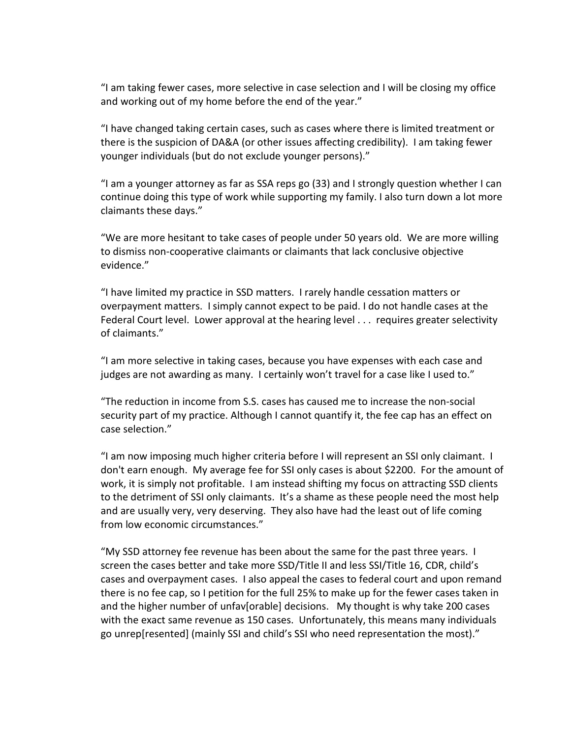"I am taking fewer cases, more selective in case selection and I will be closing my office and working out of my home before the end of the year."

"I have changed taking certain cases, such as cases where there is limited treatment or there is the suspicion of DA&A (or other issues affecting credibility). I am taking fewer younger individuals (but do not exclude younger persons)."

"I am a younger attorney as far as SSA reps go (33) and I strongly question whether I can continue doing this type of work while supporting my family. I also turn down a lot more claimants these days."

"We are more hesitant to take cases of people under 50 years old. We are more willing to dismiss non-cooperative claimants or claimants that lack conclusive objective evidence."

"I have limited my practice in SSD matters. I rarely handle cessation matters or overpayment matters. I simply cannot expect to be paid. I do not handle cases at the Federal Court level. Lower approval at the hearing level . . . requires greater selectivity of claimants."

"I am more selective in taking cases, because you have expenses with each case and judges are not awarding as many. I certainly won't travel for a case like I used to."

"The reduction in income from S.S. cases has caused me to increase the non-social security part of my practice. Although I cannot quantify it, the fee cap has an effect on case selection."

"I am now imposing much higher criteria before I will represent an SSI only claimant. I don't earn enough. My average fee for SSI only cases is about $2200. For the amount of work, it is simply not profitable. I am instead shifting my focus on attracting SSD clients to the detriment of SSI only claimants. It's a shame as these people need the most help and are usually very, very deserving. They also have had the least out of life coming from low economic circumstances."

"My SSD attorney fee revenue has been about the same for the past three years. I screen the cases better and take more SSD/Title II and less SSI/Title 16, CDR, child's cases and overpayment cases. I also appeal the cases to federal court and upon remand there is no fee cap, so I petition for the full 25% to make up for the fewer cases taken in and the higher number of unfav[orable] decisions. My thought is why take 200 cases with the exact same revenue as 150 cases. Unfortunately, this means many individuals go unrep[resented] (mainly SSI and child's SSI who need representation the most)."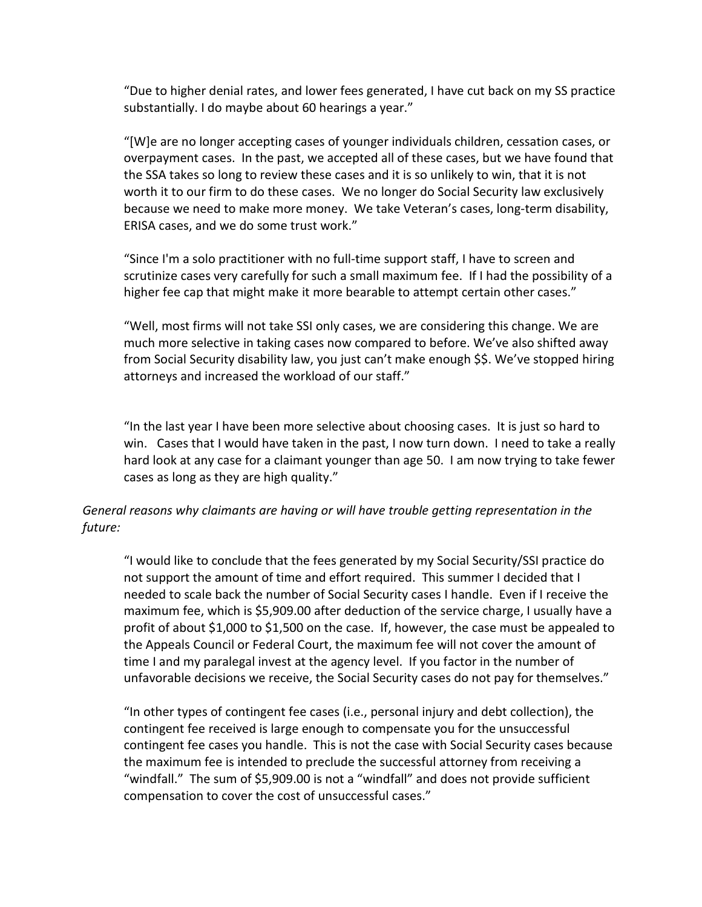"Due to higher denial rates, and lower fees generated, I have cut back on my SS practice substantially. I do maybe about 60 hearings a year."

"[W]e are no longer accepting cases of younger individuals children, cessation cases, or overpayment cases. In the past, we accepted all of these cases, but we have found that the SSA takes so long to review these cases and it is so unlikely to win, that it is not worth it to our firm to do these cases. We no longer do Social Security law exclusively because we need to make more money. We take Veteran's cases, long-term disability, ERISA cases, and we do some trust work."

"Since I'm a solo practitioner with no full-time support staff, I have to screen and scrutinize cases very carefully for such a small maximum fee. If I had the possibility of a higher fee cap that might make it more bearable to attempt certain other cases."

"Well, most firms will not take SSI only cases, we are considering this change. We are much more selective in taking cases now compared to before. We've also shifted away from Social Security disability law, you just can't make enough $$. We've stopped hiring attorneys and increased the workload of our staff."

"In the last year I have been more selective about choosing cases. It is just so hard to win. Cases that I would have taken in the past, I now turn down. I need to take a really hard look at any case for a claimant younger than age 50. I am now trying to take fewer cases as long as they are high quality."

*General reasons why claimants are having or will have trouble getting representation in the future:*

"I would like to conclude that the fees generated by my Social Security/SSI practice do not support the amount of time and effort required. This summer I decided that I needed to scale back the number of Social Security cases I handle. Even if I receive the maximum fee, which is $5,909.00 after deduction of the service charge, I usually have a profit of about $1,000 to $1,500 on the case. If, however, the case must be appealed to the Appeals Council or Federal Court, the maximum fee will not cover the amount of time I and my paralegal invest at the agency level. If you factor in the number of unfavorable decisions we receive, the Social Security cases do not pay for themselves."

"In other types of contingent fee cases (i.e., personal injury and debt collection), the contingent fee received is large enough to compensate you for the unsuccessful contingent fee cases you handle. This is not the case with Social Security cases because the maximum fee is intended to preclude the successful attorney from receiving a "windfall." The sum of $5,909.00 is not a "windfall" and does not provide sufficient compensation to cover the cost of unsuccessful cases."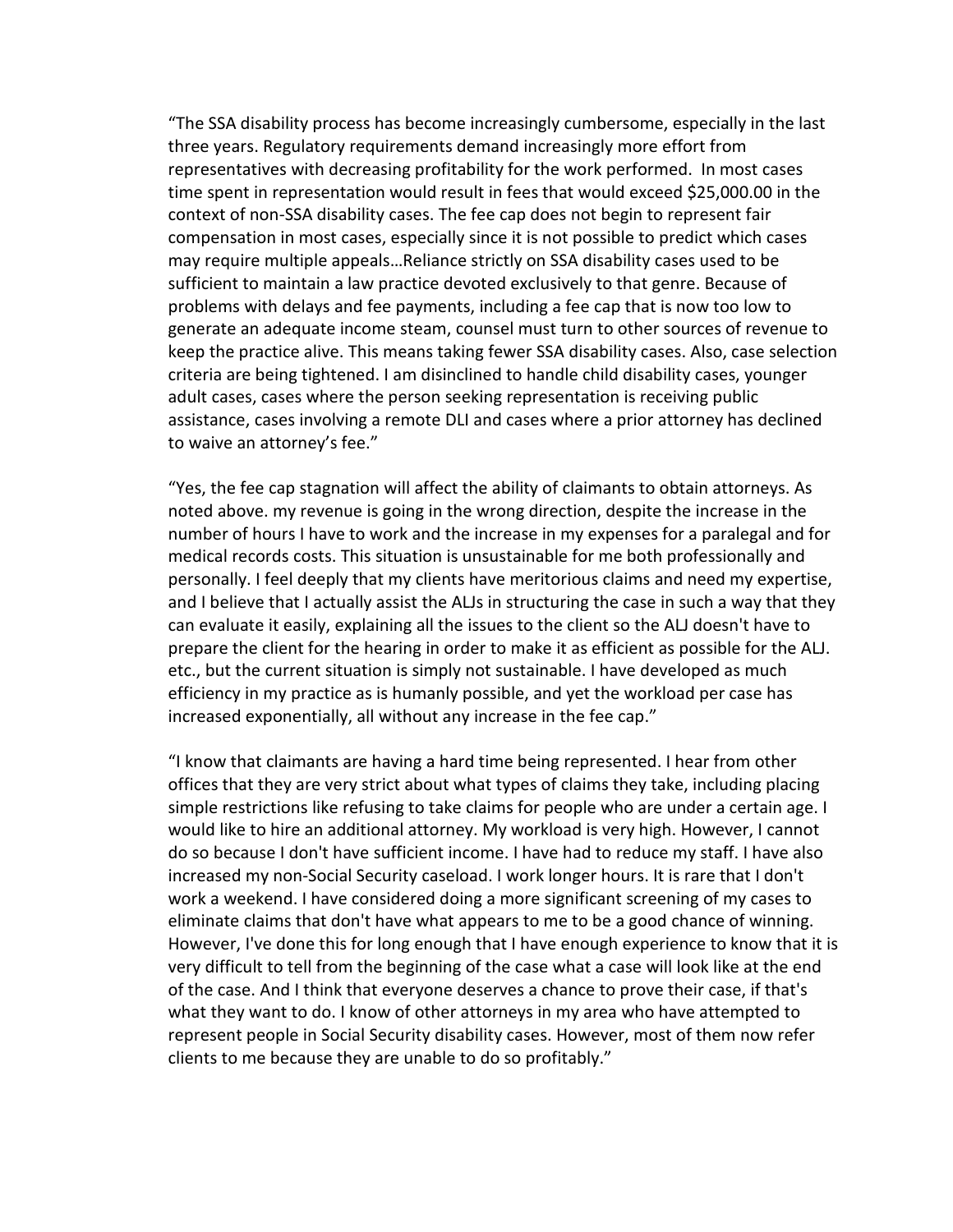"The SSA disability process has become increasingly cumbersome, especially in the last three years. Regulatory requirements demand increasingly more effort from representatives with decreasing profitability for the work performed. In most cases time spent in representation would result in fees that would exceed $25,000.00 in the context of non-SSA disability cases. The fee cap does not begin to represent fair compensation in most cases, especially since it is not possible to predict which cases may require multiple appeals…Reliance strictly on SSA disability cases used to be sufficient to maintain a law practice devoted exclusively to that genre. Because of problems with delays and fee payments, including a fee cap that is now too low to generate an adequate income steam, counsel must turn to other sources of revenue to keep the practice alive. This means taking fewer SSA disability cases. Also, case selection criteria are being tightened. I am disinclined to handle child disability cases, younger adult cases, cases where the person seeking representation is receiving public assistance, cases involving a remote DLI and cases where a prior attorney has declined to waive an attorney's fee."

"Yes, the fee cap stagnation will affect the ability of claimants to obtain attorneys. As noted above. my revenue is going in the wrong direction, despite the increase in the number of hours I have to work and the increase in my expenses for a paralegal and for medical records costs. This situation is unsustainable for me both professionally and personally. I feel deeply that my clients have meritorious claims and need my expertise, and I believe that I actually assist the ALJs in structuring the case in such a way that they can evaluate it easily, explaining all the issues to the client so the ALJ doesn't have to prepare the client for the hearing in order to make it as efficient as possible for the ALJ. etc., but the current situation is simply not sustainable. I have developed as much efficiency in my practice as is humanly possible, and yet the workload per case has increased exponentially, all without any increase in the fee cap."

"I know that claimants are having a hard time being represented. I hear from other offices that they are very strict about what types of claims they take, including placing simple restrictions like refusing to take claims for people who are under a certain age. I would like to hire an additional attorney. My workload is very high. However, I cannot do so because I don't have sufficient income. I have had to reduce my staff. I have also increased my non-Social Security caseload. I work longer hours. It is rare that I don't work a weekend. I have considered doing a more significant screening of my cases to eliminate claims that don't have what appears to me to be a good chance of winning. However, I've done this for long enough that I have enough experience to know that it is very difficult to tell from the beginning of the case what a case will look like at the end of the case. And I think that everyone deserves a chance to prove their case, if that's what they want to do. I know of other attorneys in my area who have attempted to represent people in Social Security disability cases. However, most of them now refer clients to me because they are unable to do so profitably."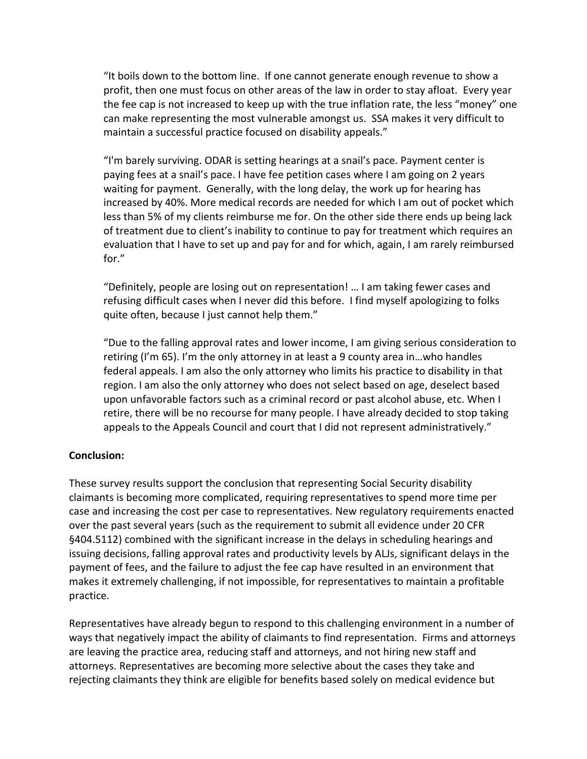"It boils down to the bottom line. If one cannot generate enough revenue to show a profit, then one must focus on other areas of the law in order to stay afloat. Every year the fee cap is not increased to keep up with the true inflation rate, the less "money" one can make representing the most vulnerable amongst us. SSA makes it very difficult to maintain a successful practice focused on disability appeals."

"I'm barely surviving. ODAR is setting hearings at a snail's pace. Payment center is paying fees at a snail's pace. I have fee petition cases where I am going on 2 years waiting for payment. Generally, with the long delay, the work up for hearing has increased by 40%. More medical records are needed for which I am out of pocket which less than 5% of my clients reimburse me for. On the other side there ends up being lack of treatment due to client's inability to continue to pay for treatment which requires an evaluation that I have to set up and pay for and for which, again, I am rarely reimbursed for."

"Definitely, people are losing out on representation! … I am taking fewer cases and refusing difficult cases when I never did this before. I find myself apologizing to folks quite often, because I just cannot help them."

"Due to the falling approval rates and lower income, I am giving serious consideration to retiring (I'm 65). I'm the only attorney in at least a 9 county area in…who handles federal appeals. I am also the only attorney who limits his practice to disability in that region. I am also the only attorney who does not select based on age, deselect based upon unfavorable factors such as a criminal record or past alcohol abuse, etc. When I retire, there will be no recourse for many people. I have already decided to stop taking appeals to the Appeals Council and court that I did not represent administratively."

**Conclusion:**

These survey results support the conclusion that representing Social Security disability claimants is becoming more complicated, requiring representatives to spend more time per case and increasing the cost per case to representatives. New regulatory requirements enacted over the past several years (such as the requirement to submit all evidence under 20 CFR §404.5112) combined with the significant increase in the delays in scheduling hearings and issuing decisions, falling approval rates and productivity levels by ALJs, significant delays in the payment of fees, and the failure to adjust the fee cap have resulted in an environment that makes it extremely challenging, if not impossible, for representatives to maintain a profitable practice.

Representatives have already begun to respond to this challenging environment in a number of ways that negatively impact the ability of claimants to find representation. Firms and attorneys are leaving the practice area, reducing staff and attorneys, and not hiring new staff and attorneys. Representatives are becoming more selective about the cases they take and rejecting claimants they think are eligible for benefits based solely on medical evidence but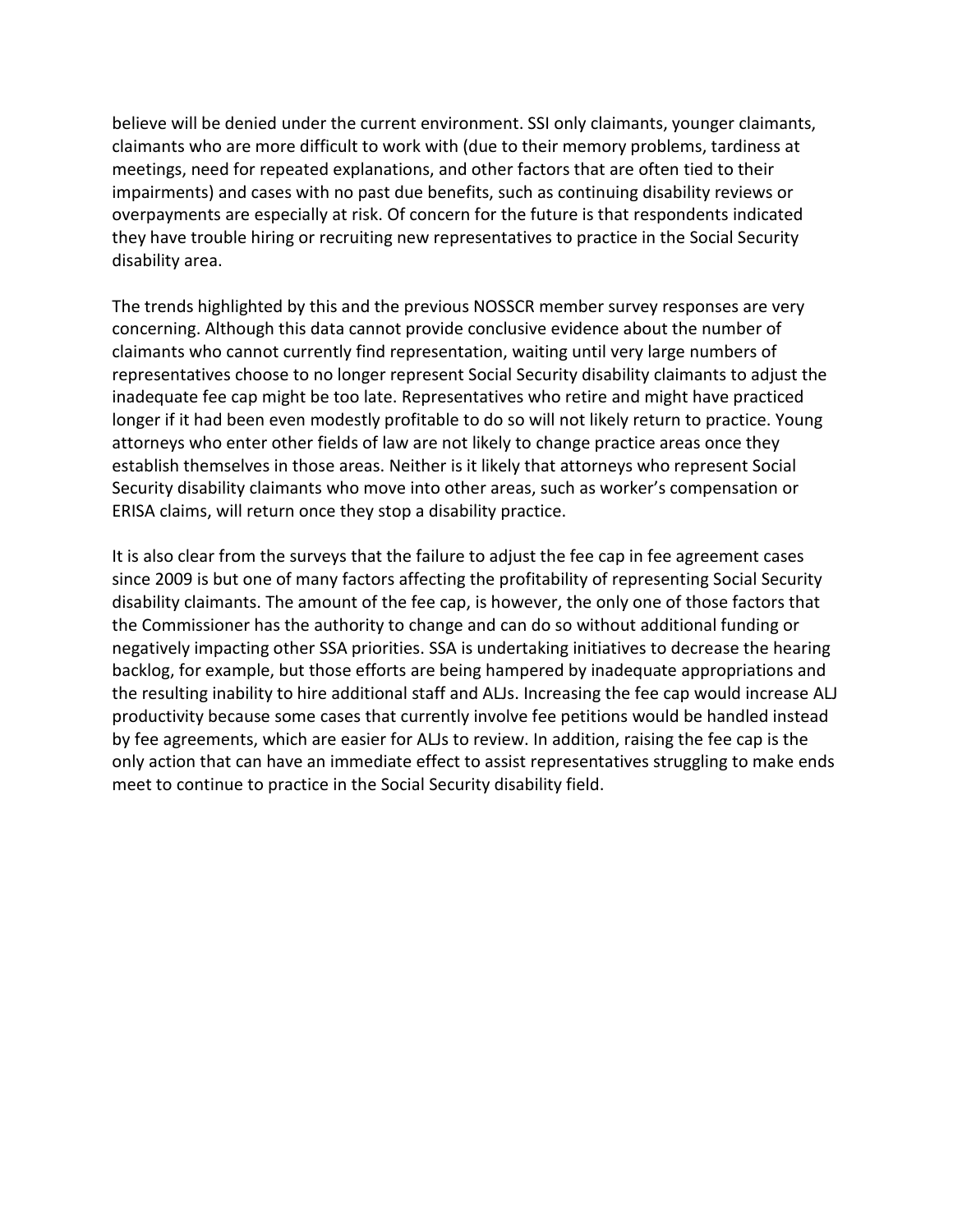believe will be denied under the current environment. SSI only claimants, younger claimants, claimants who are more difficult to work with (due to their memory problems, tardiness at meetings, need for repeated explanations, and other factors that are often tied to their impairments) and cases with no past due benefits, such as continuing disability reviews or overpayments are especially at risk. Of concern for the future is that respondents indicated they have trouble hiring or recruiting new representatives to practice in the Social Security disability area.

The trends highlighted by this and the previous NOSSCR member survey responses are very concerning. Although this data cannot provide conclusive evidence about the number of claimants who cannot currently find representation, waiting until very large numbers of representatives choose to no longer represent Social Security disability claimants to adjust the inadequate fee cap might be too late. Representatives who retire and might have practiced longer if it had been even modestly profitable to do so will not likely return to practice. Young attorneys who enter other fields of law are not likely to change practice areas once they establish themselves in those areas. Neither is it likely that attorneys who represent Social Security disability claimants who move into other areas, such as worker's compensation or ERISA claims, will return once they stop a disability practice.

It is also clear from the surveys that the failure to adjust the fee cap in fee agreement cases since 2009 is but one of many factors affecting the profitability of representing Social Security disability claimants. The amount of the fee cap, is however, the only one of those factors that the Commissioner has the authority to change and can do so without additional funding or negatively impacting other SSA priorities. SSA is undertaking initiatives to decrease the hearing backlog, for example, but those efforts are being hampered by inadequate appropriations and the resulting inability to hire additional staff and ALJs. Increasing the fee cap would increase ALJ productivity because some cases that currently involve fee petitions would be handled instead by fee agreements, which are easier for ALJs to review. In addition, raising the fee cap is the only action that can have an immediate effect to assist representatives struggling to make ends meet to continue to practice in the Social Security disability field.